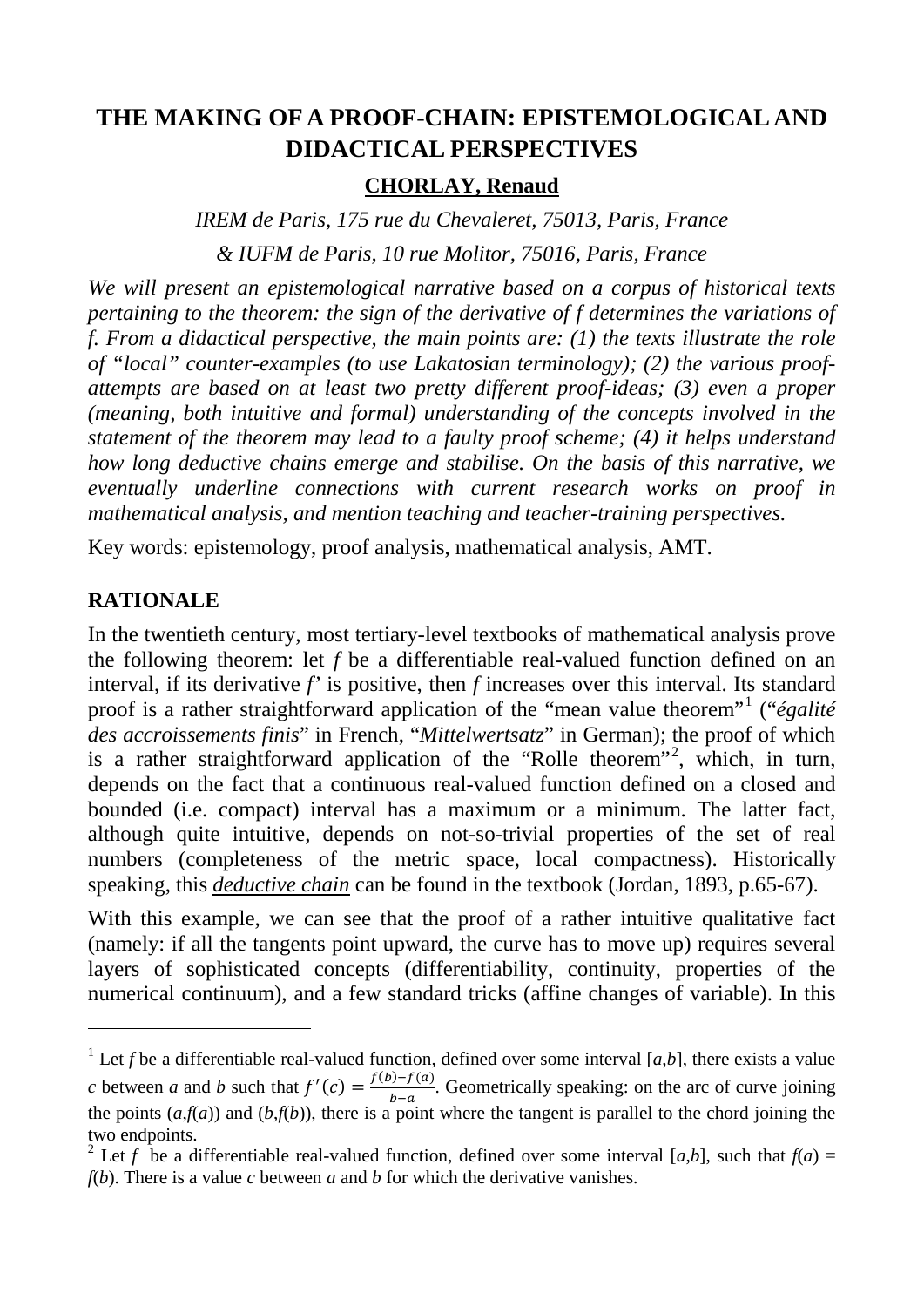# THE MAKING OF A PROOF-CHAIN: EPISTEMOLOGICAL AND DIDACTICAL PERSPECTIVES

**CHORLAY, Renaud**

*IREM de Paris, 175 rue du Chevaleret, 75013, Paris, France*

*& IUFM de Paris, 10 rue Molitor, 75016, Paris, France*

*We will present an epistemological narrative based on a corpus of historical texts pertaining to the theorem: the sign of the derivative of f determines the variations of f. From a didactical perspective, the main points are: (1) the texts illustrate the role of "local" counter-examples (to use Lakatosian terminology); (2) the various proof-attempts are based on at least two pretty different proof-ideas; (3) even a proper (meaning, both intuitive and formal) understanding of the concepts involved in the statement of the theorem may lead to a faulty proof scheme; (4) it helps understand how long deductive chains emerge and stabilise. On the basis of this narrative, we eventually underline connections with current research works on proof in mathematical analysis, and mention teaching and teacher-training perspectives.*

Key words: epistemology, proof analysis, mathematical analysis, AMT.

## RATIONALE

In the twentieth century, most tertiary-level textbooks of mathematical analysis prove the following theorem: let *f* be a differentiable real-valued function defined on an interval, if its derivative *f'* is positive, then *f* increases over this interval. Its standard proof is a rather straightforward application of the "mean value theorem"[1] ("*égalité des accroissements finis*" in French, "*Mittelwertsatz*" in German); the proof of which is a rather straightforward application of the "Rolle theorem"[2], which, in turn, depends on the fact that a continuous real-valued function defined on a closed and bounded (i.e. compact) interval has a maximum or a minimum. The latter fact, although quite intuitive, depends on not-so-trivial properties of the set of real numbers (completeness of the metric space, local compactness). Historically speaking, this ***deductive chain*** can be found in the textbook (Jordan, 1893, p.65-67).

With this example, we can see that the proof of a rather intuitive qualitative fact (namely: if all the tangents point upward, the curve has to move up) requires several layers of sophisticated concepts (differentiability, continuity, properties of the numerical continuum), and a few standard tricks (affine changes of variable). In this

---

[1] Let *f* be a differentiable real-valued function, defined over some interval $[a,b]$, there exists a value *c* between *a* and *b* such that $f'(c) = \frac{f(b)-f(a)}{b-a}$. Geometrically speaking: on the arc of curve joining the points $(a,f(a))$ and $(b,f(b))$, there is a point where the tangent is parallel to the chord joining the two endpoints.

[2] Let *f* be a differentiable real-valued function, defined over some interval $[a,b]$, such that $f(a) = f(b)$. There is a value *c* between *a* and *b* for which the derivative vanishes.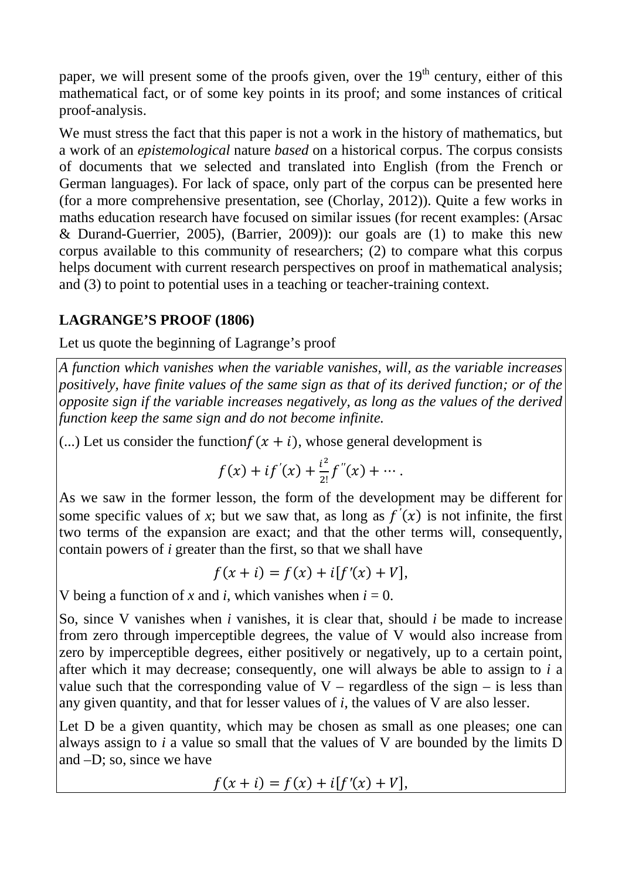paper, we will present some of the proofs given, over the 19th century, either of this mathematical fact, or of some key points in its proof; and some instances of critical proof-analysis.

We must stress the fact that this paper is not a work in the history of mathematics, but a work of an *epistemological* nature *based* on a historical corpus. The corpus consists of documents that we selected and translated into English (from the French or German languages). For lack of space, only part of the corpus can be presented here (for a more comprehensive presentation, see (Chorlay, 2012)). Quite a few works in maths education research have focused on similar issues (for recent examples: (Arsac & Durand-Guerrier, 2005), (Barrier, 2009)): our goals are (1) to make this new corpus available to this community of researchers; (2) to compare what this corpus helps document with current research perspectives on proof in mathematical analysis; and (3) to point to potential uses in a teaching or teacher-training context.

## LAGRANGE'S PROOF (1806)

Let us quote the beginning of Lagrange's proof

> *A function which vanishes when the variable vanishes, will, as the variable increases positively, have finite values of the same sign as that of its derived function; or of the opposite sign if the variable increases negatively, as long as the values of the derived function keep the same sign and do not become infinite.*
>
> (...) Let us consider the function $f(x+i)$, whose general development is
>
> $$f(x) + if^{'}(x) + \frac{i^2}{2!}f^{''}(x) + \cdots .$$
>
> As we saw in the former lesson, the form of the development may be different for some specific values of *x*; but we saw that, as long as $f^{'}(x)$ is not infinite, the first two terms of the expansion are exact; and that the other terms will, consequently, contain powers of *i* greater than the first, so that we shall have
>
> $$f(x+i) = f(x) + i[f'(x) + V],$$
>
> V being a function of *x* and *i*, which vanishes when $i = 0$.
>
> So, since V vanishes when *i* vanishes, it is clear that, should *i* be made to increase from zero through imperceptible degrees, the value of V would also increase from zero by imperceptible degrees, either positively or negatively, up to a certain point, after which it may decrease; consequently, one will always be able to assign to *i* a value such that the corresponding value of V – regardless of the sign – is less than any given quantity, and that for lesser values of *i*, the values of V are also lesser.
>
> Let D be a given quantity, which may be chosen as small as one pleases; one can always assign to *i* a value so small that the values of V are bounded by the limits D and –D; so, since we have
>
> $$f(x+i) = f(x) + i[f'(x) + V],$$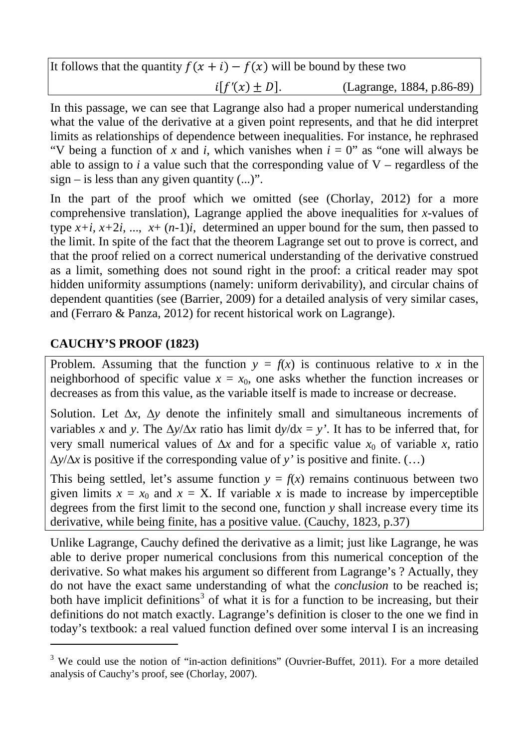It follows that the quantity $f(x+i) - f(x)$ will be bound by these two

$i[f'(x) \pm D]$. (Lagrange, 1884, p.86-89)

In this passage, we can see that Lagrange also had a proper numerical understanding what the value of the derivative at a given point represents, and that he did interpret limits as relationships of dependence between inequalities. For instance, he rephrased "V being a function of $x$ and $i$, which vanishes when $i = 0$" as "one will always be able to assign to $i$ a value such that the corresponding value of V – regardless of the sign – is less than any given quantity (...)".

In the part of the proof which we omitted (see (Chorlay, 2012) for a more comprehensive translation), Lagrange applied the above inequalities for $x$-values of type $x+i$, $x+2i$, ..., $x+(n-1)i$, determined an upper bound for the sum, then passed to the limit. In spite of the fact that the theorem Lagrange set out to prove is correct, and that the proof relied on a correct numerical understanding of the derivative construed as a limit, something does not sound right in the proof: a critical reader may spot hidden uniformity assumptions (namely: uniform derivability), and circular chains of dependent quantities (see (Barrier, 2009) for a detailed analysis of very similar cases, and (Ferraro & Panza, 2012) for recent historical work on Lagrange).

## CAUCHY'S PROOF (1823)

Problem. Assuming that the function $y = f(x)$ is continuous relative to $x$ in the neighborhood of specific value $x = x_0$, one asks whether the function increases or decreases as from this value, as the variable itself is made to increase or decrease.

Solution. Let $\Delta x$, $\Delta y$ denote the infinitely small and simultaneous increments of variables $x$ and $y$. The $\Delta y/\Delta x$ ratio has limit $dy/dx = y'$. It has to be inferred that, for very small numerical values of $\Delta x$ and for a specific value $x_0$ of variable $x$, ratio $\Delta y/\Delta x$ is positive if the corresponding value of $y'$ is positive and finite. (…)

This being settled, let's assume function $y = f(x)$ remains continuous between two given limits $x = x_0$ and $x = X$. If variable $x$ is made to increase by imperceptible degrees from the first limit to the second one, function $y$ shall increase every time its derivative, while being finite, has a positive value. (Cauchy, 1823, p.37)

Unlike Lagrange, Cauchy defined the derivative as a limit; just like Lagrange, he was able to derive proper numerical conclusions from this numerical conception of the derivative. So what makes his argument so different from Lagrange's ? Actually, they do not have the exact same understanding of what the *conclusion* to be reached is; both have implicit definitions[3] of what it is for a function to be increasing, but their definitions do not match exactly. Lagrange's definition is closer to the one we find in today's textbook: a real valued function defined over some interval I is an increasing

[3] We could use the notion of "in-action definitions" (Ouvrier-Buffet, 2011). For a more detailed analysis of Cauchy's proof, see (Chorlay, 2007).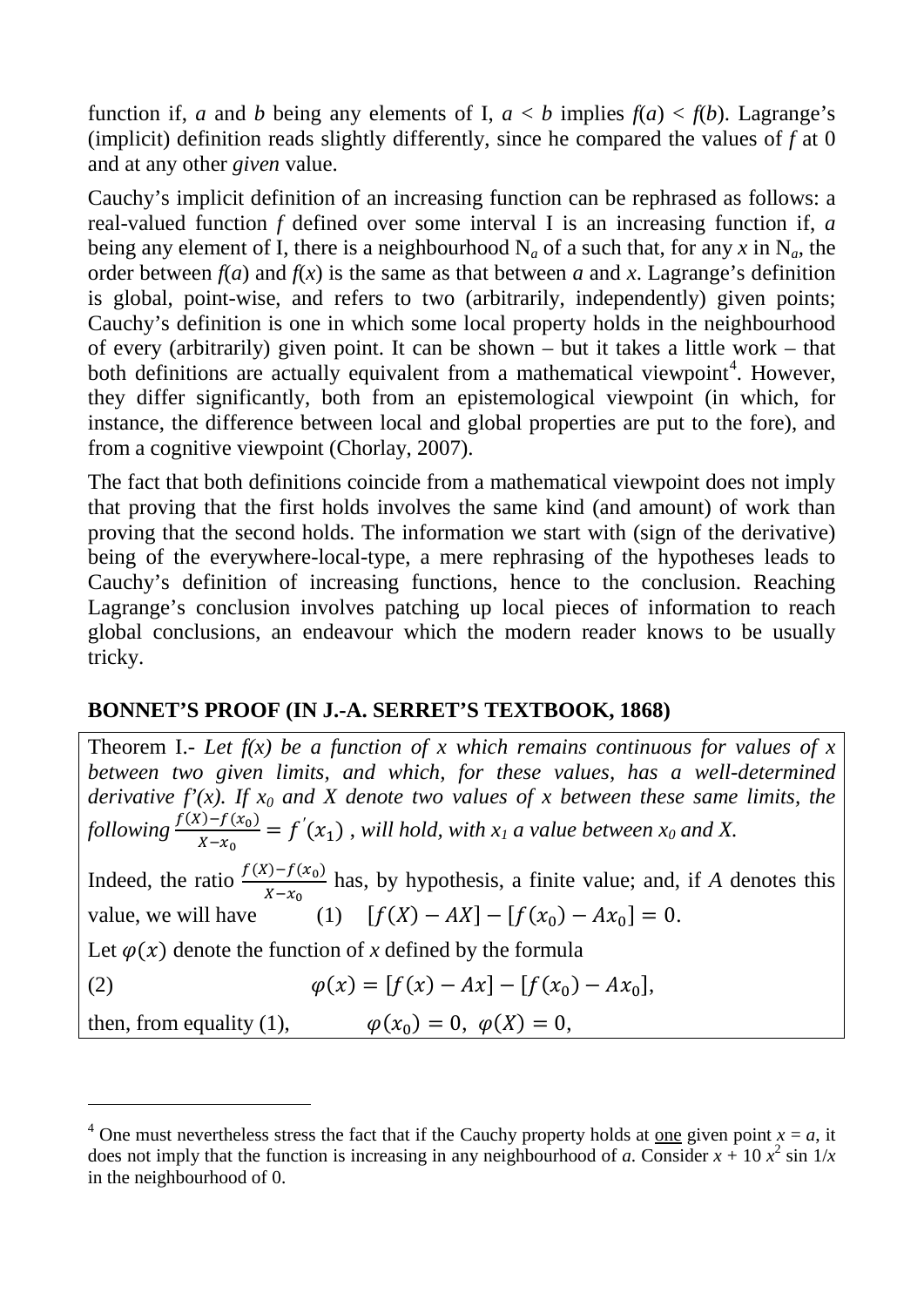function if, $a$ and $b$ being any elements of I, $a < b$ implies $f(a) < f(b)$. Lagrange's (implicit) definition reads slightly differently, since he compared the values of $f$ at 0 and at any other *given* value.

Cauchy's implicit definition of an increasing function can be rephrased as follows: a real-valued function $f$ defined over some interval I is an increasing function if, $a$ being any element of I, there is a neighbourhood $N_a$ of a such that, for any $x$ in $N_a$, the order between $f(a)$ and $f(x)$ is the same as that between $a$ and $x$. Lagrange's definition is global, point-wise, and refers to two (arbitrarily, independently) given points; Cauchy's definition is one in which some local property holds in the neighbourhood of every (arbitrarily) given point. It can be shown – but it takes a little work – that both definitions are actually equivalent from a mathematical viewpoint[4]. However, they differ significantly, both from an epistemological viewpoint (in which, for instance, the difference between local and global properties are put to the fore), and from a cognitive viewpoint (Chorlay, 2007).

The fact that both definitions coincide from a mathematical viewpoint does not imply that proving that the first holds involves the same kind (and amount) of work than proving that the second holds. The information we start with (sign of the derivative) being of the everywhere-local-type, a mere rephrasing of the hypotheses leads to Cauchy's definition of increasing functions, hence to the conclusion. Reaching Lagrange's conclusion involves patching up local pieces of information to reach global conclusions, an endeavour which the modern reader knows to be usually tricky.

## BONNET'S PROOF (IN J.-A. SERRET'S TEXTBOOK, 1868)

Theorem I.- *Let $f(x)$ be a function of $x$ which remains continuous for values of $x$ between two given limits, and which, for these values, has a well-determined derivative $f'(x)$. If $x_0$ and $X$ denote two values of $x$ between these same limits, the following* $\frac{f(X)-f(x_0)}{X-x_0} = f'(x_1)$ *, will hold, with $x_1$ a value between $x_0$ and $X$.*

Indeed, the ratio $\frac{f(X)-f(x_0)}{X-x_0}$ has, by hypothesis, a finite value; and, if $A$ denotes this value, we will have (1) $[f(X) - AX] - [f(x_0) - Ax_0] = 0.$

Let $\varphi(x)$ denote the function of $x$ defined by the formula

(2) $$\varphi(x) = [f(x) - Ax] - [f(x_0) - Ax_0],$$

then, from equality (1), $\varphi(x_0) = 0,\ \varphi(X) = 0,$

---

[4] One must nevertheless stress the fact that if the Cauchy property holds at one given point $x = a$, it does not imply that the function is increasing in any neighbourhood of $a$. Consider $x + 10\,x^2 \sin 1/x$ in the neighbourhood of 0.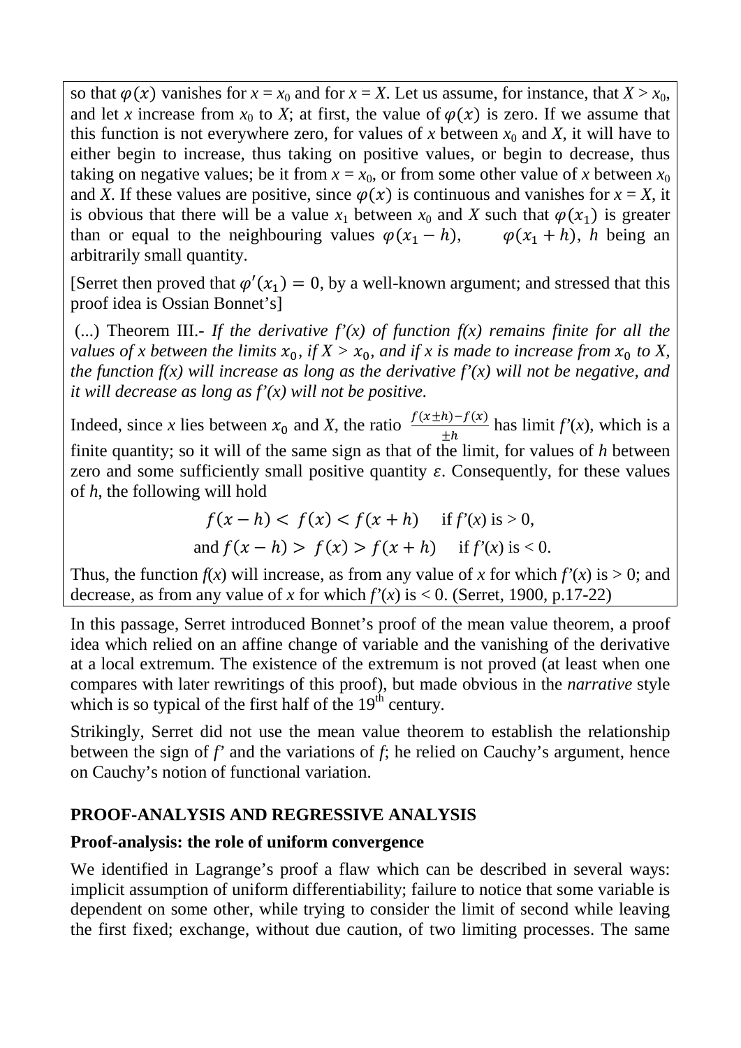so that $\varphi(x)$ vanishes for $x = x_0$ and for $x = X$. Let us assume, for instance, that $X > x_0$, and let $x$ increase from $x_0$ to $X$; at first, the value of $\varphi(x)$ is zero. If we assume that this function is not everywhere zero, for values of $x$ between $x_0$ and $X$, it will have to either begin to increase, thus taking on positive values, or begin to decrease, thus taking on negative values; be it from $x = x_0$, or from some other value of $x$ between $x_0$ and $X$. If these values are positive, since $\varphi(x)$ is continuous and vanishes for $x = X$, it is obvious that there will be a value $x_1$ between $x_0$ and $X$ such that $\varphi(x_1)$ is greater than or equal to the neighbouring values $\varphi(x_1 - h)$, $\varphi(x_1 + h)$, $h$ being an arbitrarily small quantity.

[Serret then proved that $\varphi'(x_1) = 0$, by a well-known argument; and stressed that this proof idea is Ossian Bonnet's]

(...) Theorem III.- *If the derivative $f'(x)$ of function $f(x)$ remains finite for all the values of x between the limits $x_0$, if $X > x_0$, and if x is made to increase from $x_0$ to X, the function f(x) will increase as long as the derivative f'(x) will not be negative, and it will decrease as long as f'(x) will not be positive.*

Indeed, since $x$ lies between $x_0$ and $X$, the ratio $\frac{f(x \pm h) - f(x)}{\pm h}$ has limit $f'(x)$, which is a finite quantity; so it will of the same sign as that of the limit, for values of $h$ between zero and some sufficiently small positive quantity $\varepsilon$. Consequently, for these values of $h$, the following will hold

$$f(x - h) < f(x) < f(x + h) \quad \text{if } f'(x) \text{ is} > 0,$$

$$\text{and } f(x - h) > f(x) > f(x + h) \quad \text{if } f'(x) \text{ is} < 0.$$

Thus, the function $f(x)$ will increase, as from any value of $x$ for which $f'(x)$ is $> 0$; and decrease, as from any value of $x$ for which $f'(x)$ is $< 0$. (Serret, 1900, p.17-22)

In this passage, Serret introduced Bonnet's proof of the mean value theorem, a proof idea which relied on an affine change of variable and the vanishing of the derivative at a local extremum. The existence of the extremum is not proved (at least when one compares with later rewritings of this proof), but made obvious in the *narrative* style which is so typical of the first half of the 19th century.

Strikingly, Serret did not use the mean value theorem to establish the relationship between the sign of $f'$ and the variations of $f$; he relied on Cauchy's argument, hence on Cauchy's notion of functional variation.

## PROOF-ANALYSIS AND REGRESSIVE ANALYSIS

### Proof-analysis: the role of uniform convergence

We identified in Lagrange's proof a flaw which can be described in several ways: implicit assumption of uniform differentiability; failure to notice that some variable is dependent on some other, while trying to consider the limit of second while leaving the first fixed; exchange, without due caution, of two limiting processes. The same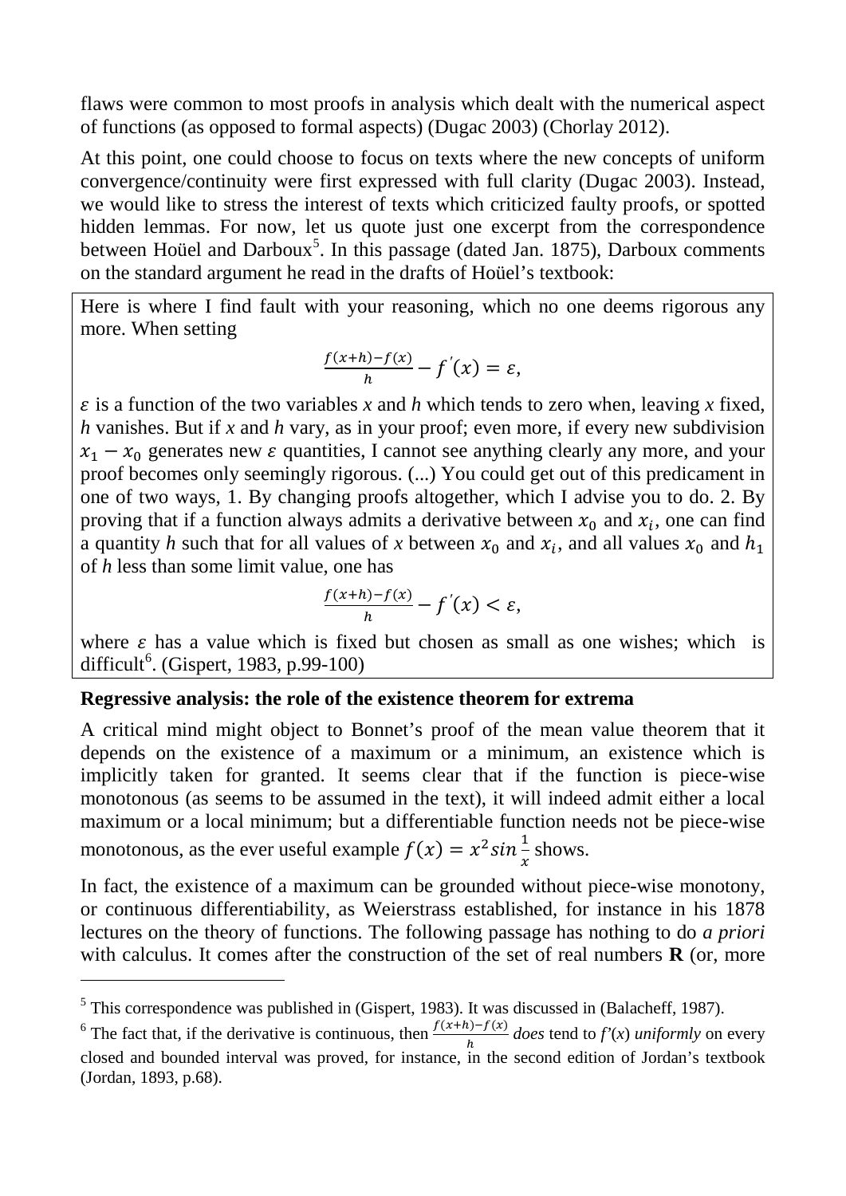flaws were common to most proofs in analysis which dealt with the numerical aspect of functions (as opposed to formal aspects) (Dugac 2003) (Chorlay 2012).

At this point, one could choose to focus on texts where the new concepts of uniform convergence/continuity were first expressed with full clarity (Dugac 2003). Instead, we would like to stress the interest of texts which criticized faulty proofs, or spotted hidden lemmas. For now, let us quote just one excerpt from the correspondence between Hoüel and Darboux[5]. In this passage (dated Jan. 1875), Darboux comments on the standard argument he read in the drafts of Hoüel's textbook:

> Here is where I find fault with your reasoning, which no one deems rigorous any more. When setting
>
> $$\frac{f(x+h)-f(x)}{h} - f'(x) = \varepsilon,$$
>
> $\varepsilon$ is a function of the two variables *x* and *h* which tends to zero when, leaving *x* fixed, *h* vanishes. But if *x* and *h* vary, as in your proof; even more, if every new subdivision $x_1 - x_0$ generates new $\varepsilon$ quantities, I cannot see anything clearly any more, and your proof becomes only seemingly rigorous. (...) You could get out of this predicament in one of two ways, 1. By changing proofs altogether, which I advise you to do. 2. By proving that if a function always admits a derivative between $x_0$ and $x_i$, one can find a quantity *h* such that for all values of *x* between $x_0$ and $x_i$, and all values $x_0$ and $h_1$ of *h* less than some limit value, one has
>
> $$\frac{f(x+h)-f(x)}{h} - f'(x) < \varepsilon,$$
>
> where $\varepsilon$ has a value which is fixed but chosen as small as one wishes; which is difficult[6]. (Gispert, 1983, p.99-100)

**Regressive analysis: the role of the existence theorem for extrema**

A critical mind might object to Bonnet's proof of the mean value theorem that it depends on the existence of a maximum or a minimum, an existence which is implicitly taken for granted. It seems clear that if the function is piece-wise monotonous (as seems to be assumed in the text), it will indeed admit either a local maximum or a local minimum; but a differentiable function needs not be piece-wise monotonous, as the ever useful example $f(x) = x^2 sin\frac{1}{x}$ shows.

In fact, the existence of a maximum can be grounded without piece-wise monotony, or continuous differentiability, as Weierstrass established, for instance in his 1878 lectures on the theory of functions. The following passage has nothing to do *a priori* with calculus. It comes after the construction of the set of real numbers **R** (or, more

---

[5] This correspondence was published in (Gispert, 1983). It was discussed in (Balacheff, 1987).

[6] The fact that, if the derivative is continuous, then $\frac{f(x+h)-f(x)}{h}$ *does* tend to *f'*(*x*) *uniformly* on every closed and bounded interval was proved, for instance, in the second edition of Jordan's textbook (Jordan, 1893, p.68).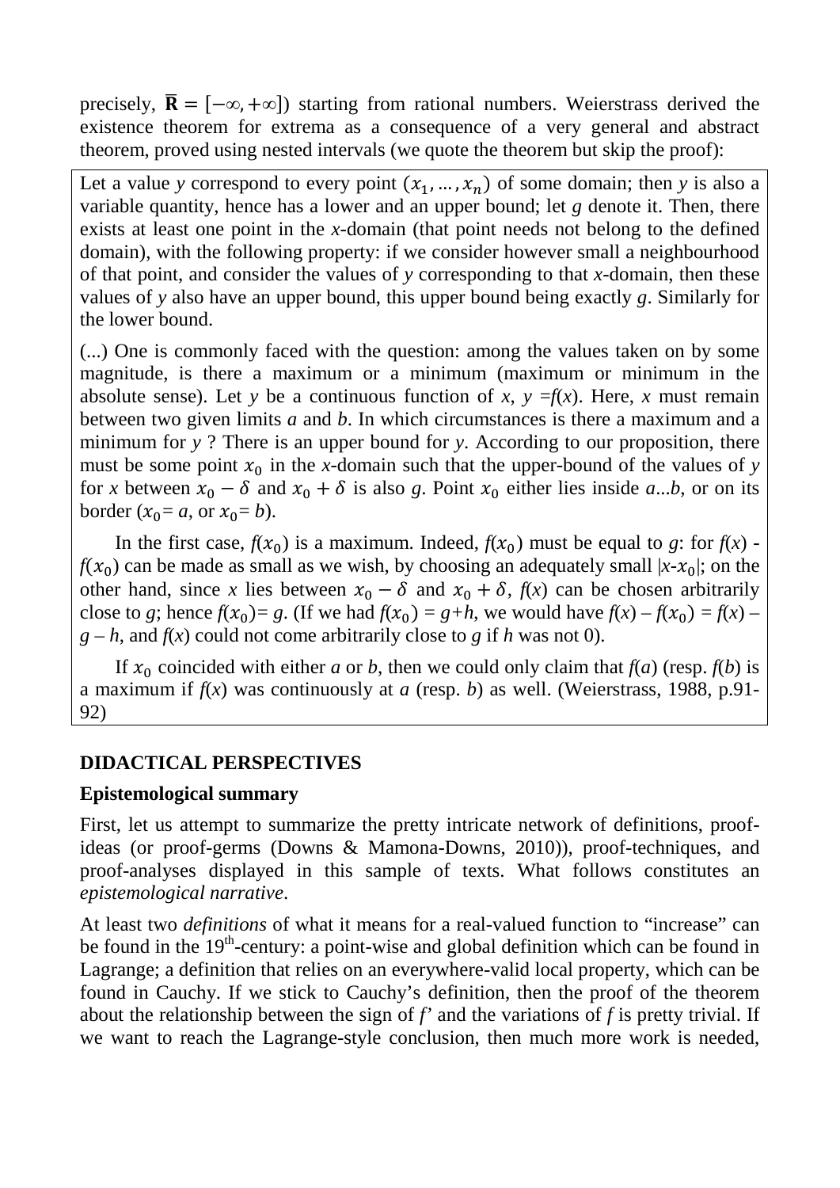precisely, $\overline{\mathbf{R}} = [-\infty, +\infty]$) starting from rational numbers. Weierstrass derived the existence theorem for extrema as a consequence of a very general and abstract theorem, proved using nested intervals (we quote the theorem but skip the proof):

> Let a value *y* correspond to every point $(x_1, \ldots, x_n)$ of some domain; then *y* is also a variable quantity, hence has a lower and an upper bound; let *g* denote it. Then, there exists at least one point in the *x*-domain (that point needs not belong to the defined domain), with the following property: if we consider however small a neighbourhood of that point, and consider the values of *y* corresponding to that *x*-domain, then these values of *y* also have an upper bound, this upper bound being exactly *g*. Similarly for the lower bound.
>
> (...) One is commonly faced with the question: among the values taken on by some magnitude, is there a maximum or a minimum (maximum or minimum in the absolute sense). Let *y* be a continuous function of *x*, $y = f(x)$. Here, *x* must remain between two given limits *a* and *b*. In which circumstances is there a maximum and a minimum for *y* ? There is an upper bound for *y*. According to our proposition, there must be some point $x_0$ in the *x*-domain such that the upper-bound of the values of *y* for *x* between $x_0 - \delta$ and $x_0 + \delta$ is also *g*. Point $x_0$ either lies inside *a*...*b*, or on its border ($x_0 = a$, or $x_0 = b$).
>
> In the first case, $f(x_0)$ is a maximum. Indeed, $f(x_0)$ must be equal to *g*: for $f(x) - f(x_0)$ can be made as small as we wish, by choosing an adequately small $|x - x_0|$; on the other hand, since *x* lies between $x_0 - \delta$ and $x_0 + \delta$, $f(x)$ can be chosen arbitrarily close to *g*; hence $f(x_0) = g$. (If we had $f(x_0) = g + h$, we would have $f(x) - f(x_0) = f(x) - g - h$, and $f(x)$ could not come arbitrarily close to *g* if *h* was not 0).
>
> If $x_0$ coincided with either *a* or *b*, then we could only claim that $f(a)$ (resp. $f(b)$ is a maximum if $f(x)$ was continuously at *a* (resp. *b*) as well. (Weierstrass, 1988, p.91-92)

## DIDACTICAL PERSPECTIVES

### Epistemological summary

First, let us attempt to summarize the pretty intricate network of definitions, proof-ideas (or proof-germs (Downs & Mamona-Downs, 2010)), proof-techniques, and proof-analyses displayed in this sample of texts. What follows constitutes an *epistemological narrative*.

At least two *definitions* of what it means for a real-valued function to "increase" can be found in the 19th-century: a point-wise and global definition which can be found in Lagrange; a definition that relies on an everywhere-valid local property, which can be found in Cauchy. If we stick to Cauchy's definition, then the proof of the theorem about the relationship between the sign of *f'* and the variations of *f* is pretty trivial. If we want to reach the Lagrange-style conclusion, then much more work is needed,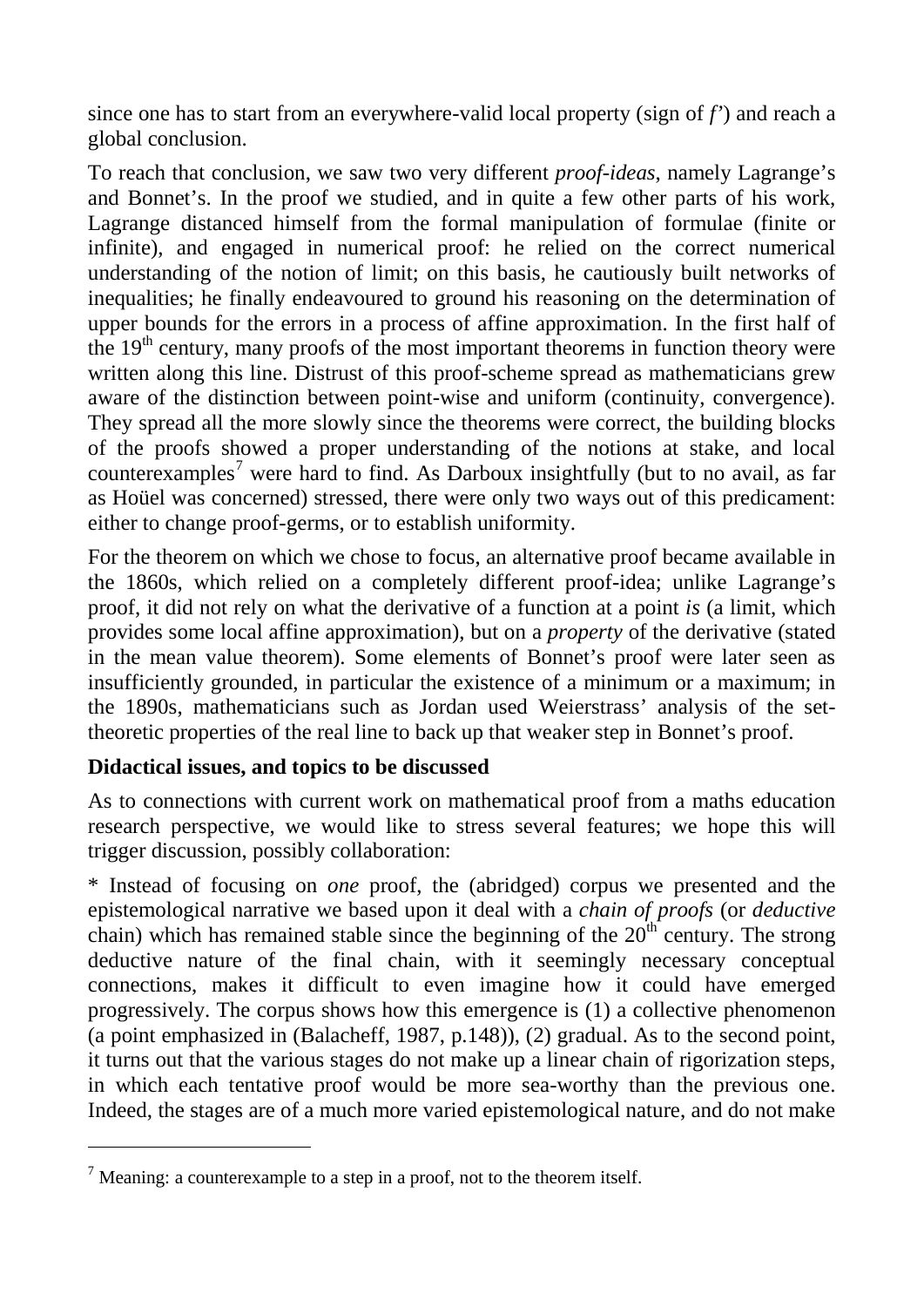since one has to start from an everywhere-valid local property (sign of *f'*) and reach a global conclusion.

To reach that conclusion, we saw two very different *proof-ideas*, namely Lagrange's and Bonnet's. In the proof we studied, and in quite a few other parts of his work, Lagrange distanced himself from the formal manipulation of formulae (finite or infinite), and engaged in numerical proof: he relied on the correct numerical understanding of the notion of limit; on this basis, he cautiously built networks of inequalities; he finally endeavoured to ground his reasoning on the determination of upper bounds for the errors in a process of affine approximation. In the first half of the 19th century, many proofs of the most important theorems in function theory were written along this line. Distrust of this proof-scheme spread as mathematicians grew aware of the distinction between point-wise and uniform (continuity, convergence). They spread all the more slowly since the theorems were correct, the building blocks of the proofs showed a proper understanding of the notions at stake, and local counterexamples[7] were hard to find. As Darboux insightfully (but to no avail, as far as Hoüel was concerned) stressed, there were only two ways out of this predicament: either to change proof-germs, or to establish uniformity.

For the theorem on which we chose to focus, an alternative proof became available in the 1860s, which relied on a completely different proof-idea; unlike Lagrange's proof, it did not rely on what the derivative of a function at a point *is* (a limit, which provides some local affine approximation), but on a *property* of the derivative (stated in the mean value theorem). Some elements of Bonnet's proof were later seen as insufficiently grounded, in particular the existence of a minimum or a maximum; in the 1890s, mathematicians such as Jordan used Weierstrass' analysis of the set-theoretic properties of the real line to back up that weaker step in Bonnet's proof.

**Didactical issues, and topics to be discussed**

As to connections with current work on mathematical proof from a maths education research perspective, we would like to stress several features; we hope this will trigger discussion, possibly collaboration:

* Instead of focusing on *one* proof, the (abridged) corpus we presented and the epistemological narrative we based upon it deal with a *chain of proofs* (or *deductive* chain) which has remained stable since the beginning of the 20th century. The strong deductive nature of the final chain, with it seemingly necessary conceptual connections, makes it difficult to even imagine how it could have emerged progressively. The corpus shows how this emergence is (1) a collective phenomenon (a point emphasized in (Balacheff, 1987, p.148)), (2) gradual. As to the second point, it turns out that the various stages do not make up a linear chain of rigorization steps, in which each tentative proof would be more sea-worthy than the previous one. Indeed, the stages are of a much more varied epistemological nature, and do not make

---

[7] Meaning: a counterexample to a step in a proof, not to the theorem itself.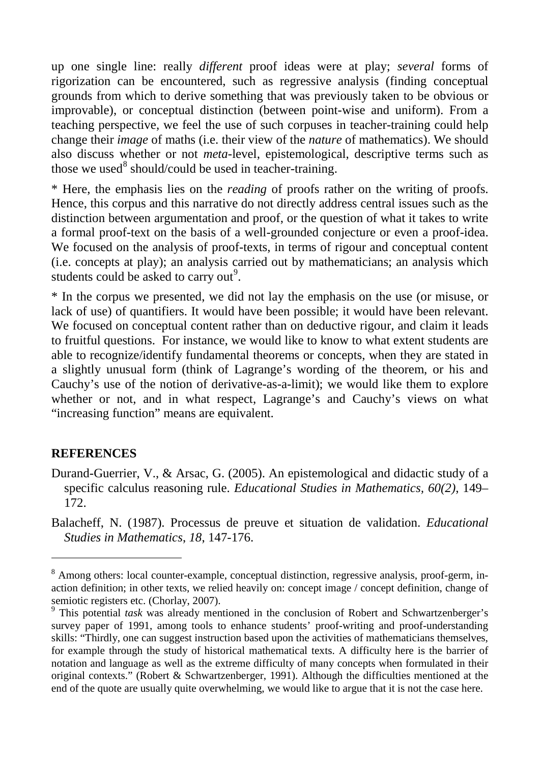up one single line: really *different* proof ideas were at play; *several* forms of rigorization can be encountered, such as regressive analysis (finding conceptual grounds from which to derive something that was previously taken to be obvious or improvable), or conceptual distinction (between point-wise and uniform). From a teaching perspective, we feel the use of such corpuses in teacher-training could help change their *image* of maths (i.e. their view of the *nature* of mathematics). We should also discuss whether or not *meta*-level, epistemological, descriptive terms such as those we used[8] should/could be used in teacher-training.

* Here, the emphasis lies on the *reading* of proofs rather on the writing of proofs. Hence, this corpus and this narrative do not directly address central issues such as the distinction between argumentation and proof, or the question of what it takes to write a formal proof-text on the basis of a well-grounded conjecture or even a proof-idea. We focused on the analysis of proof-texts, in terms of rigour and conceptual content (i.e. concepts at play); an analysis carried out by mathematicians; an analysis which students could be asked to carry out[9].

* In the corpus we presented, we did not lay the emphasis on the use (or misuse, or lack of use) of quantifiers. It would have been possible; it would have been relevant. We focused on conceptual content rather than on deductive rigour, and claim it leads to fruitful questions. For instance, we would like to know to what extent students are able to recognize/identify fundamental theorems or concepts, when they are stated in a slightly unusual form (think of Lagrange's wording of the theorem, or his and Cauchy's use of the notion of derivative-as-a-limit); we would like them to explore whether or not, and in what respect, Lagrange's and Cauchy's views on what "increasing function" means are equivalent.

## REFERENCES

Durand-Guerrier, V., & Arsac, G. (2005). An epistemological and didactic study of a specific calculus reasoning rule. *Educational Studies in Mathematics, 60(2)*, 149–172.

Balacheff, N. (1987). Processus de preuve et situation de validation. *Educational Studies in Mathematics*, *18*, 147-176.

---

[8] Among others: local counter-example, conceptual distinction, regressive analysis, proof-germ, in-action definition; in other texts, we relied heavily on: concept image / concept definition, change of semiotic registers etc. (Chorlay, 2007).

[9] This potential *task* was already mentioned in the conclusion of Robert and Schwartzenberger's survey paper of 1991, among tools to enhance students' proof-writing and proof-understanding skills: "Thirdly, one can suggest instruction based upon the activities of mathematicians themselves, for example through the study of historical mathematical texts. A difficulty here is the barrier of notation and language as well as the extreme difficulty of many concepts when formulated in their original contexts." (Robert & Schwartzenberger, 1991). Although the difficulties mentioned at the end of the quote are usually quite overwhelming, we would like to argue that it is not the case here.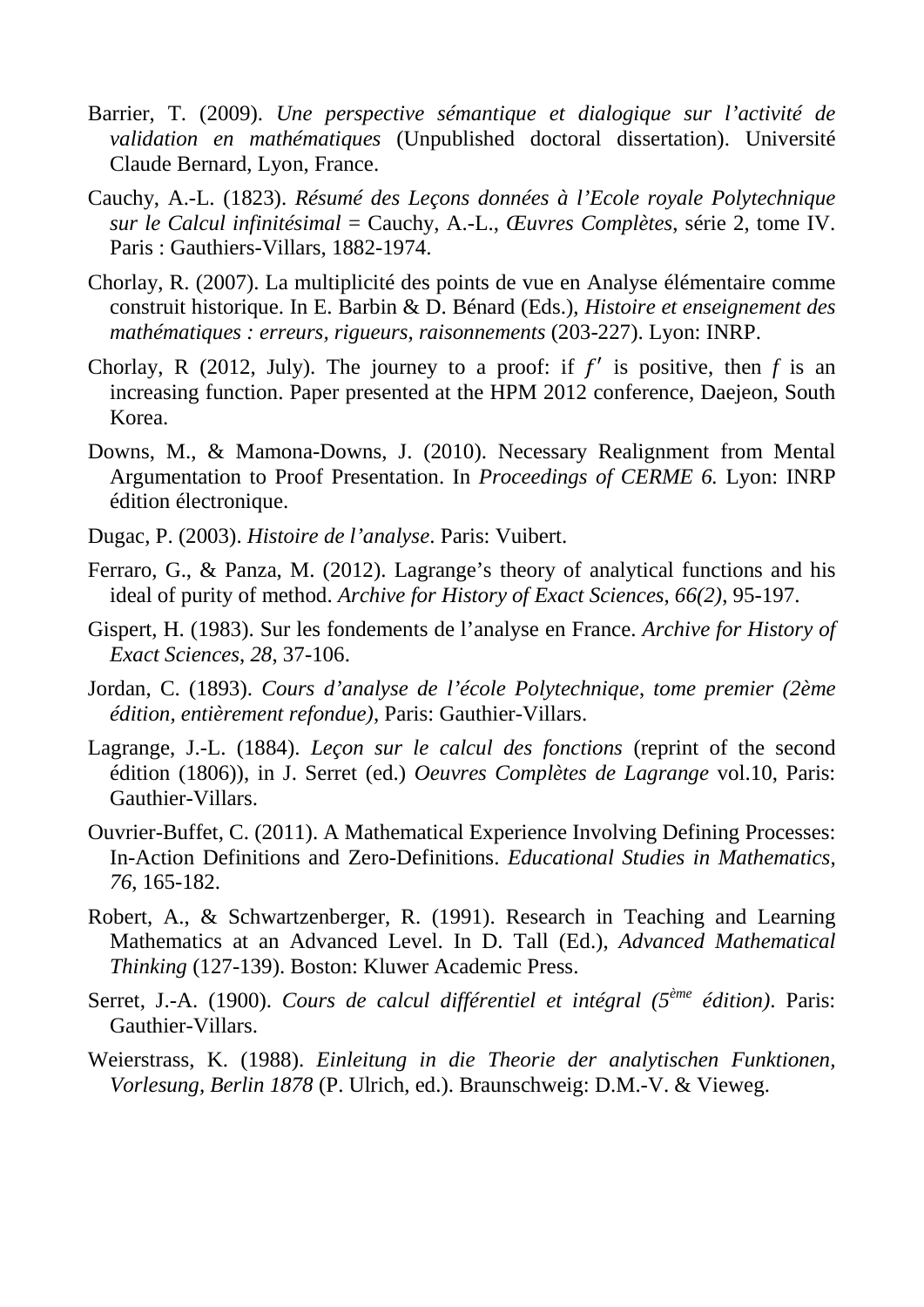Barrier, T. (2009). *Une perspective sémantique et dialogique sur l'activité de validation en mathématiques* (Unpublished doctoral dissertation). Université Claude Bernard, Lyon, France.

Cauchy, A.-L. (1823). *Résumé des Leçons données à l'Ecole royale Polytechnique sur le Calcul infinitésimal* = Cauchy, A.-L., *Œuvres Complètes*, série 2, tome IV. Paris : Gauthiers-Villars, 1882-1974.

Chorlay, R. (2007). La multiplicité des points de vue en Analyse élémentaire comme construit historique. In E. Barbin & D. Bénard (Eds.), *Histoire et enseignement des mathématiques : erreurs, rigueurs, raisonnements* (203-227). Lyon: INRP.

Chorlay, R (2012, July). The journey to a proof: if $f'$ is positive, then $f$ is an increasing function. Paper presented at the HPM 2012 conference, Daejeon, South Korea.

Downs, M., & Mamona-Downs, J. (2010). Necessary Realignment from Mental Argumentation to Proof Presentation. In *Proceedings of CERME 6.* Lyon: INRP édition électronique.

Dugac, P. (2003). *Histoire de l'analyse*. Paris: Vuibert.

Ferraro, G., & Panza, M. (2012). Lagrange's theory of analytical functions and his ideal of purity of method. *Archive for History of Exact Sciences, 66(2)*, 95-197.

Gispert, H. (1983). Sur les fondements de l'analyse en France. *Archive for History of Exact Sciences*, *28*, 37-106.

Jordan, C. (1893). *Cours d'analyse de l'école Polytechnique, tome premier (2ème édition, entièrement refondue)*, Paris: Gauthier-Villars.

Lagrange, J.-L. (1884). *Leçon sur le calcul des fonctions* (reprint of the second édition (1806)), in J. Serret (ed.) *Oeuvres Complètes de Lagrange* vol.10, Paris: Gauthier-Villars.

Ouvrier-Buffet, C. (2011). A Mathematical Experience Involving Defining Processes: In-Action Definitions and Zero-Definitions. *Educational Studies in Mathematics*, *76*, 165-182.

Robert, A., & Schwartzenberger, R. (1991). Research in Teaching and Learning Mathematics at an Advanced Level. In D. Tall (Ed.), *Advanced Mathematical Thinking* (127-139). Boston: Kluwer Academic Press.

Serret, J.-A. (1900). *Cours de calcul différentiel et intégral (5ème édition)*. Paris: Gauthier-Villars.

Weierstrass, K. (1988). *Einleitung in die Theorie der analytischen Funktionen, Vorlesung, Berlin 1878* (P. Ulrich, ed.). Braunschweig: D.M.-V. & Vieweg.